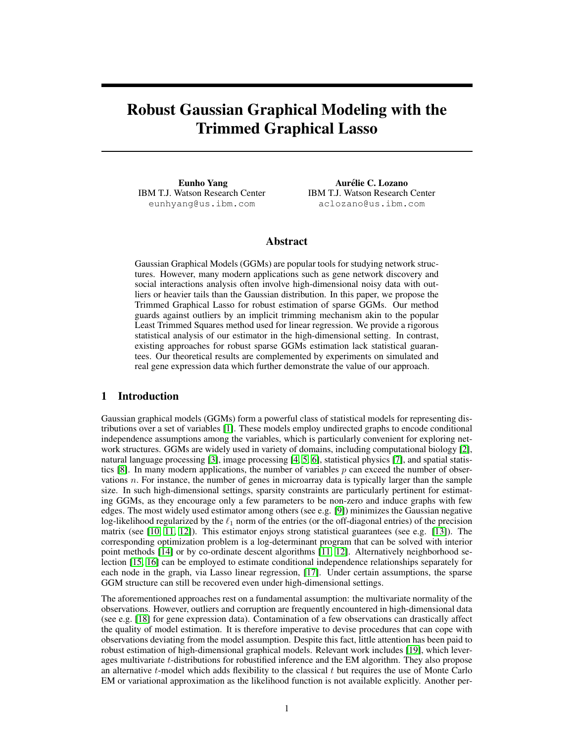# Robust Gaussian Graphical Modeling with the Trimmed Graphical Lasso

**Eunho Yang**
IBM T.J. Watson Research Center
eunhyang@us.ibm.com

**Aurélie C. Lozano**
IBM T.J. Watson Research Center
aclozano@us.ibm.com

## Abstract

Gaussian Graphical Models (GGMs) are popular tools for studying network structures. However, many modern applications such as gene network discovery and social interactions analysis often involve high-dimensional noisy data with outliers or heavier tails than the Gaussian distribution. In this paper, we propose the Trimmed Graphical Lasso for robust estimation of sparse GGMs. Our method guards against outliers by an implicit trimming mechanism akin to the popular Least Trimmed Squares method used for linear regression. We provide a rigorous statistical analysis of our estimator in the high-dimensional setting. In contrast, existing approaches for robust sparse GGMs estimation lack statistical guarantees. Our theoretical results are complemented by experiments on simulated and real gene expression data which further demonstrate the value of our approach.

## 1 Introduction

Gaussian graphical models (GGMs) form a powerful class of statistical models for representing distributions over a set of variables [1]. These models employ undirected graphs to encode conditional independence assumptions among the variables, which is particularly convenient for exploring network structures. GGMs are widely used in variety of domains, including computational biology [2], natural language processing [3], image processing [4, 5, 6], statistical physics [7], and spatial statistics [8]. In many modern applications, the number of variables $p$ can exceed the number of observations $n$. For instance, the number of genes in microarray data is typically larger than the sample size. In such high-dimensional settings, sparsity constraints are particularly pertinent for estimating GGMs, as they encourage only a few parameters to be non-zero and induce graphs with few edges. The most widely used estimator among others (see e.g. [9]) minimizes the Gaussian negative log-likelihood regularized by the $\ell_1$ norm of the entries (or the off-diagonal entries) of the precision matrix (see [10, 11, 12]). This estimator enjoys strong statistical guarantees (see e.g. [13]). The corresponding optimization problem is a log-determinant program that can be solved with interior point methods [14] or by co-ordinate descent algorithms [11, 12]. Alternatively neighborhood selection [15, 16] can be employed to estimate conditional independence relationships separately for each node in the graph, via Lasso linear regression, [17]. Under certain assumptions, the sparse GGM structure can still be recovered even under high-dimensional settings.

The aforementioned approaches rest on a fundamental assumption: the multivariate normality of the observations. However, outliers and corruption are frequently encountered in high-dimensional data (see e.g. [18] for gene expression data). Contamination of a few observations can drastically affect the quality of model estimation. It is therefore imperative to devise procedures that can cope with observations deviating from the model assumption. Despite this fact, little attention has been paid to robust estimation of high-dimensional graphical models. Relevant work includes [19], which leverages multivariate $t$-distributions for robustified inference and the EM algorithm. They also propose an alternative $t$-model which adds flexibility to the classical $t$ but requires the use of Monte Carlo EM or variational approximation as the likelihood function is not available explicitly. Another per-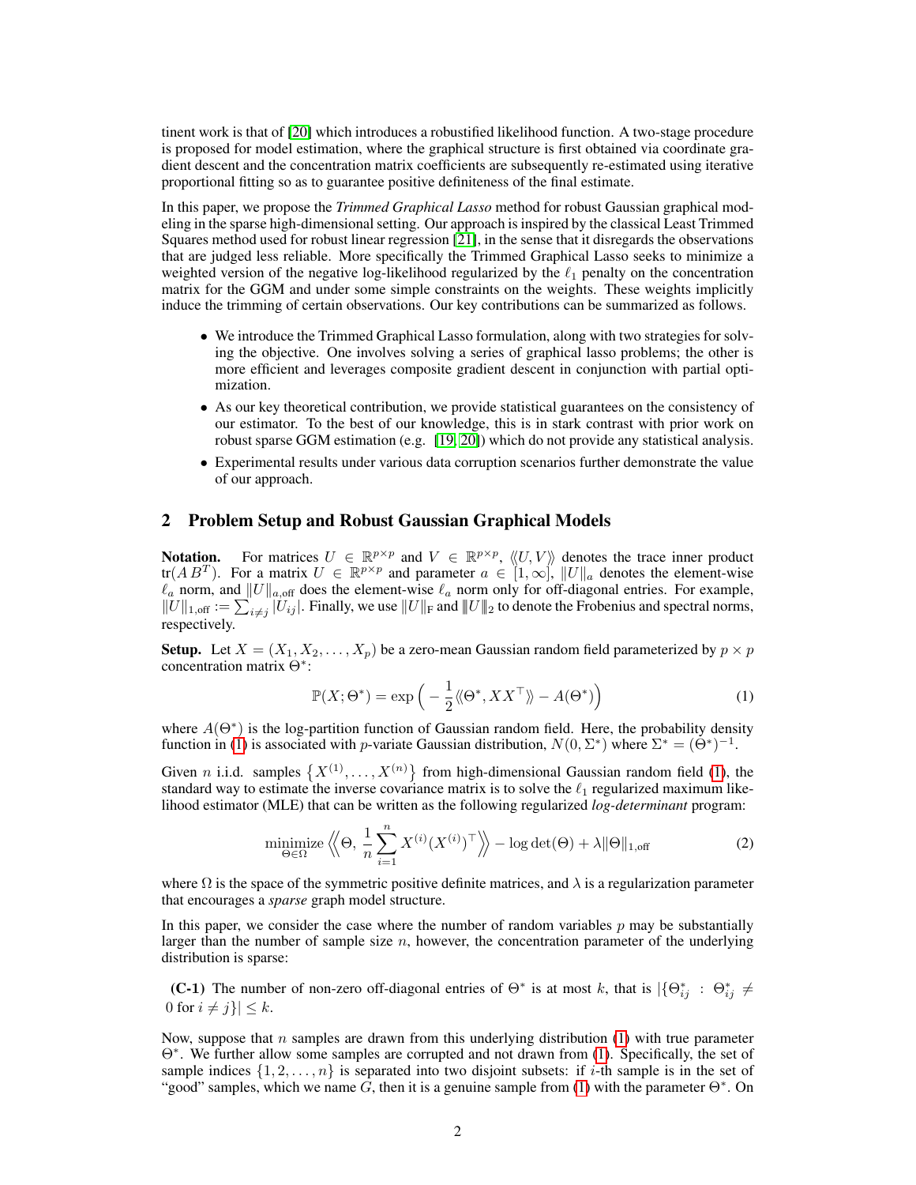tinent work is that of [20] which introduces a robustified likelihood function. A two-stage procedure is proposed for model estimation, where the graphical structure is first obtained via coordinate gradient descent and the concentration matrix coefficients are subsequently re-estimated using iterative proportional fitting so as to guarantee positive definiteness of the final estimate.

In this paper, we propose the *Trimmed Graphical Lasso* method for robust Gaussian graphical modeling in the sparse high-dimensional setting. Our approach is inspired by the classical Least Trimmed Squares method used for robust linear regression [21], in the sense that it disregards the observations that are judged less reliable. More specifically the Trimmed Graphical Lasso seeks to minimize a weighted version of the negative log-likelihood regularized by the $\ell_1$ penalty on the concentration matrix for the GGM and under some simple constraints on the weights. These weights implicitly induce the trimming of certain observations. Our key contributions can be summarized as follows.

- We introduce the Trimmed Graphical Lasso formulation, along with two strategies for solving the objective. One involves solving a series of graphical lasso problems; the other is more efficient and leverages composite gradient descent in conjunction with partial optimization.
- As our key theoretical contribution, we provide statistical guarantees on the consistency of our estimator. To the best of our knowledge, this is in stark contrast with prior work on robust sparse GGM estimation (e.g. [19, 20]) which do not provide any statistical analysis.
- Experimental results under various data corruption scenarios further demonstrate the value of our approach.

## 2 Problem Setup and Robust Gaussian Graphical Models

**Notation.** For matrices $U \in \mathbb{R}^{p\times p}$ and $V \in \mathbb{R}^{p\times p}$, $\langle\langle U, V \rangle\rangle$ denotes the trace inner product $\operatorname{tr}(A\,B^T)$. For a matrix $U \in \mathbb{R}^{p\times p}$ and parameter $a \in [1, \infty]$, $\|U\|_a$ denotes the element-wise $\ell_a$ norm, and $\|U\|_{a,\text{off}}$ does the element-wise $\ell_a$ norm only for off-diagonal entries. For example, $\|U\|_{1,\text{off}} := \sum_{i\neq j} |U_{ij}|$. Finally, we use $\|U\|_{\text{F}}$ and $|\!|\!|U|\!|\!|_2$ to denote the Frobenius and spectral norms, respectively.

**Setup.** Let $X = (X_1, X_2, \dots, X_p)$ be a zero-mean Gaussian random field parameterized by $p \times p$ concentration matrix $\Theta^*$:

$$\mathbb{P}(X; \Theta^*) = \exp\Big( -\frac{1}{2}\langle\langle \Theta^*, XX^\top \rangle\rangle - A(\Theta^*)\Big) \tag{1}$$

where $A(\Theta^*)$ is the log-partition function of Gaussian random field. Here, the probability density function in (1) is associated with $p$-variate Gaussian distribution, $N(0, \Sigma^*)$ where $\Sigma^* = (\Theta^*)^{-1}$.

Given $n$ i.i.d. samples $\big\{X^{(1)}, \dots, X^{(n)}\big\}$ from high-dimensional Gaussian random field (1), the standard way to estimate the inverse covariance matrix is to solve the $\ell_1$ regularized maximum likelihood estimator (MLE) that can be written as the following regularized *log-determinant* program:

$$\underset{\Theta \in \Omega}{\text{minimize}} \; \Big\langle\!\Big\langle \Theta, \, \frac{1}{n}\sum_{i=1}^{n} X^{(i)}(X^{(i)})^\top \Big\rangle\!\Big\rangle - \log\det(\Theta) + \lambda \|\Theta\|_{1,\text{off}} \tag{2}$$

where $\Omega$ is the space of the symmetric positive definite matrices, and $\lambda$ is a regularization parameter that encourages a *sparse* graph model structure.

In this paper, we consider the case where the number of random variables $p$ may be substantially larger than the number of sample size $n$, however, the concentration parameter of the underlying distribution is sparse:

**(C-1)** The number of non-zero off-diagonal entries of $\Theta^*$ is at most $k$, that is $|\{\Theta^*_{ij} : \Theta^*_{ij} \neq 0 \text{ for } i \neq j\}| \leq k$.

Now, suppose that $n$ samples are drawn from this underlying distribution (1) with true parameter $\Theta^*$. We further allow some samples are corrupted and not drawn from (1). Specifically, the set of sample indices $\{1, 2, \dots, n\}$ is separated into two disjoint subsets: if $i$-th sample is in the set of "good" samples, which we name $G$, then it is a genuine sample from (1) with the parameter $\Theta^*$. On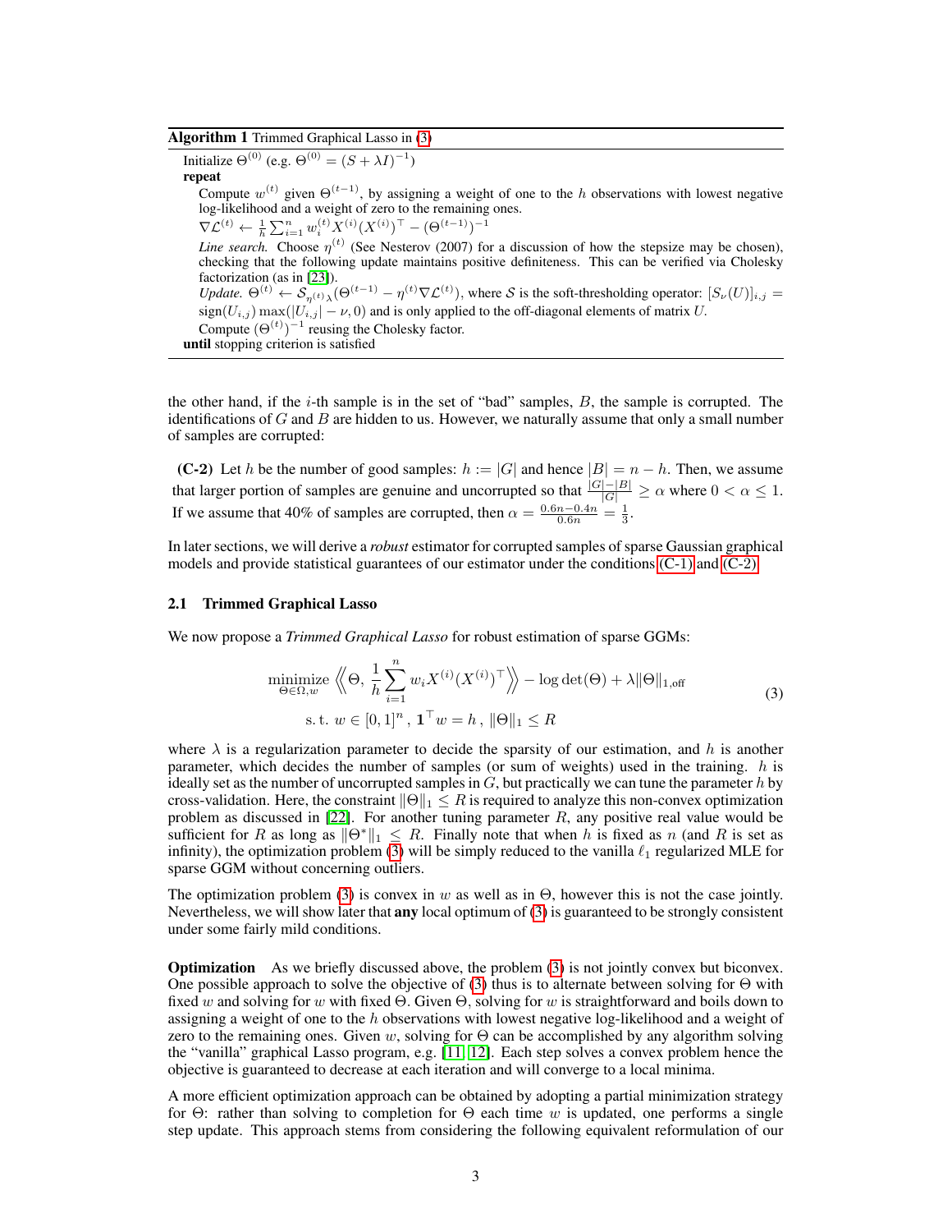**Algorithm 1** Trimmed Graphical Lasso in (3)

Initialize $\Theta^{(0)}$ (e.g. $\Theta^{(0)} = (S + \lambda I)^{-1}$)
**repeat**
  Compute $w^{(t)}$ given $\Theta^{(t-1)}$, by assigning a weight of one to the $h$ observations with lowest negative log-likelihood and a weight of zero to the remaining ones.
  $\nabla\mathcal{L}^{(t)} \leftarrow \frac{1}{h}\sum_{i=1}^{n} w_i^{(t)} X^{(i)}(X^{(i)})^\top - (\Theta^{(t-1)})^{-1}$
  *Line search.* Choose $\eta^{(t)}$ (See Nesterov (2007) for a discussion of how the stepsize may be chosen), checking that the following update maintains positive definiteness. This can be verified via Cholesky factorization (as in [23]).
  *Update.* $\Theta^{(t)} \leftarrow \mathcal{S}_{\eta^{(t)}\lambda}(\Theta^{(t-1)} - \eta^{(t)}\nabla\mathcal{L}^{(t)})$, where $\mathcal{S}$ is the soft-thresholding operator: $[S_\nu(U)]_{i,j} = \text{sign}(U_{i,j})\max(|U_{i,j}| - \nu, 0)$ and is only applied to the off-diagonal elements of matrix $U$.
  Compute $(\Theta^{(t)})^{-1}$ reusing the Cholesky factor.
**until** stopping criterion is satisfied

the other hand, if the $i$-th sample is in the set of "bad" samples, $B$, the sample is corrupted. The identifications of $G$ and $B$ are hidden to us. However, we naturally assume that only a small number of samples are corrupted:

**(C-2)** Let $h$ be the number of good samples: $h := |G|$ and hence $|B| = n - h$. Then, we assume that larger portion of samples are genuine and uncorrupted so that $\frac{|G|-|B|}{|G|} \geq \alpha$ where $0 < \alpha \leq 1$. If we assume that 40% of samples are corrupted, then $\alpha = \frac{0.6n - 0.4n}{0.6n} = \frac{1}{3}$.

In later sections, we will derive a *robust* estimator for corrupted samples of sparse Gaussian graphical models and provide statistical guarantees of our estimator under the conditions (C-1) and (C-2).

### 2.1 Trimmed Graphical Lasso

We now propose a *Trimmed Graphical Lasso* for robust estimation of sparse GGMs:

$$\begin{aligned} \underset{\Theta \in \Omega, w}{\text{minimize}} \; & \left\langle\!\!\left\langle \Theta, \, \frac{1}{h}\sum_{i=1}^{n} w_i X^{(i)}(X^{(i)})^\top \right\rangle\!\!\right\rangle - \log\det(\Theta) + \lambda \|\Theta\|_{1,\text{off}} \\ \text{s.t.} \; & w \in [0,1]^n, \, \mathbf{1}^\top w = h, \, \|\Theta\|_1 \leq R \end{aligned} \tag{3}$$

where $\lambda$ is a regularization parameter to decide the sparsity of our estimation, and $h$ is another parameter, which decides the number of samples (or sum of weights) used in the training. $h$ is ideally set as the number of uncorrupted samples in $G$, but practically we can tune the parameter $h$ by cross-validation. Here, the constraint $\|\Theta\|_1 \leq R$ is required to analyze this non-convex optimization problem as discussed in [22]. For another tuning parameter $R$, any positive real value would be sufficient for $R$ as long as $\|\Theta^*\|_1 \leq R$. Finally note that when $h$ is fixed as $n$ (and $R$ is set as infinity), the optimization problem (3) will be simply reduced to the vanilla $\ell_1$ regularized MLE for sparse GGM without concerning outliers.

The optimization problem (3) is convex in $w$ as well as in $\Theta$, however this is not the case jointly. Nevertheless, we will show later that **any** local optimum of (3) is guaranteed to be strongly consistent under some fairly mild conditions.

**Optimization** As we briefly discussed above, the problem (3) is not jointly convex but biconvex. One possible approach to solve the objective of (3) thus is to alternate between solving for $\Theta$ with fixed $w$ and solving for $w$ with fixed $\Theta$. Given $\Theta$, solving for $w$ is straightforward and boils down to assigning a weight of one to the $h$ observations with lowest negative log-likelihood and a weight of zero to the remaining ones. Given $w$, solving for $\Theta$ can be accomplished by any algorithm solving the "vanilla" graphical Lasso program, e.g. [11, 12]. Each step solves a convex problem hence the objective is guaranteed to decrease at each iteration and will converge to a local minima.

A more efficient optimization approach can be obtained by adopting a partial minimization strategy for $\Theta$: rather than solving to completion for $\Theta$ each time $w$ is updated, one performs a single step update. This approach stems from considering the following equivalent reformulation of our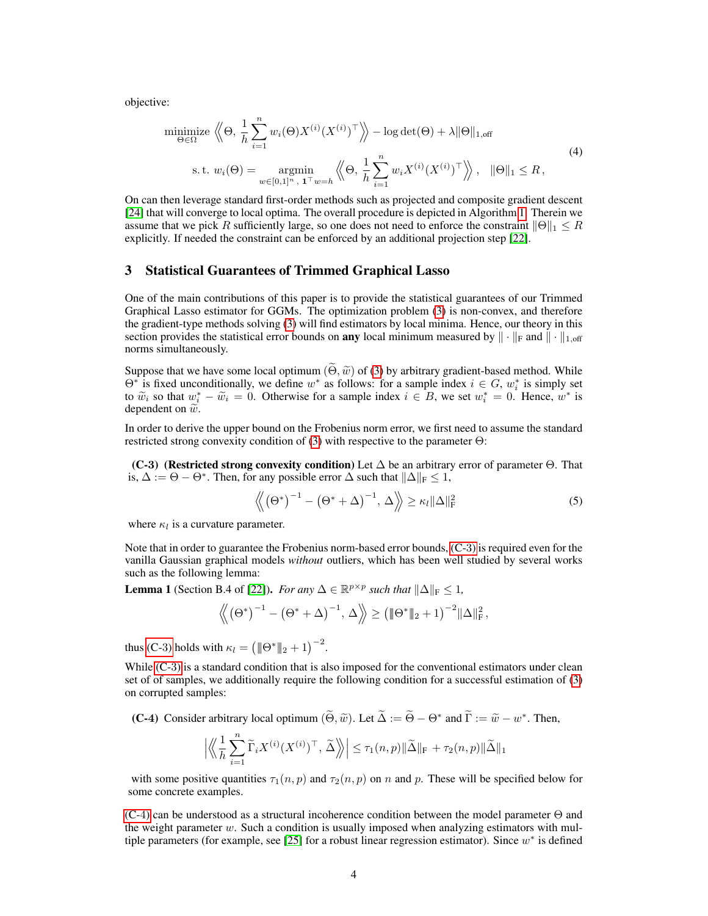objective:

$$
\begin{aligned}
&\underset{\Theta \in \Omega}{\text{minimize}} \ \left\langle\!\!\left\langle \Theta,\, \frac{1}{h}\sum_{i=1}^{n} w_i(\Theta) X^{(i)} (X^{(i)})^\top \right\rangle\!\!\right\rangle - \log\det(\Theta) + \lambda \|\Theta\|_{1,\text{off}} \\
&\text{s.t. } w_i(\Theta) = \underset{w \in [0,1]^n,\ \mathbf{1}^\top w = h}{\operatorname{argmin}} \left\langle\!\!\left\langle \Theta,\, \frac{1}{h}\sum_{i=1}^{n} w_i X^{(i)} (X^{(i)})^\top \right\rangle\!\!\right\rangle, \quad \|\Theta\|_1 \leq R,
\end{aligned} \tag{4}
$$

On can then leverage standard first-order methods such as projected and composite gradient descent [24] that will converge to local optima. The overall procedure is depicted in Algorithm 1. Therein we assume that we pick $R$ sufficiently large, so one does not need to enforce the constraint $\|\Theta\|_1 \leq R$ explicitly. If needed the constraint can be enforced by an additional projection step [22].

## 3 Statistical Guarantees of Trimmed Graphical Lasso

One of the main contributions of this paper is to provide the statistical guarantees of our Trimmed Graphical Lasso estimator for GGMs. The optimization problem (3) is non-convex, and therefore the gradient-type methods solving (3) will find estimators by local minima. Hence, our theory in this section provides the statistical error bounds on **any** local minimum measured by $\|\cdot\|_{\text{F}}$ and $\|\cdot\|_{1,\text{off}}$ norms simultaneously.

Suppose that we have some local optimum $(\widetilde{\Theta}, \widetilde{w})$ of (3) by arbitrary gradient-based method. While $\Theta^*$ is fixed unconditionally, we define $w^*$ as follows: for a sample index $i \in G$, $w^*_i$ is simply set to $\widetilde{w}_i$ so that $w^*_i - \widetilde{w}_i = 0$. Otherwise for a sample index $i \in B$, we set $w^*_i = 0$. Hence, $w^*$ is dependent on $\widetilde{w}$.

In order to derive the upper bound on the Frobenius norm error, we first need to assume the standard restricted strong convexity condition of (3) with respective to the parameter $\Theta$:

**(C-3) (Restricted strong convexity condition)** Let $\Delta$ be an arbitrary error of parameter $\Theta$. That is, $\Delta := \Theta - \Theta^*$. Then, for any possible error $\Delta$ such that $\|\Delta\|_{\text{F}} \leq 1$,

$$
\left\langle\!\!\left\langle \left(\Theta^*\right)^{-1} - \left(\Theta^* + \Delta\right)^{-1},\, \Delta \right\rangle\!\!\right\rangle \geq \kappa_l \|\Delta\|_{\text{F}}^2 \tag{5}
$$

where $\kappa_l$ is a curvature parameter.

Note that in order to guarantee the Frobenius norm-based error bounds, (C-3) is required even for the vanilla Gaussian graphical models *without* outliers, which has been well studied by several works such as the following lemma:

**Lemma 1** (Section B.4 of [22]). *For any $\Delta \in \mathbb{R}^{p\times p}$ such that $\|\Delta\|_{\text{F}} \leq 1$,*

$$
\left\langle\!\!\left\langle \left(\Theta^*\right)^{-1} - \left(\Theta^* + \Delta\right)^{-1},\, \Delta \right\rangle\!\!\right\rangle \geq \left(\|\!|\Theta^*|\!\|_2 + 1\right)^{-2} \|\Delta\|_{\text{F}}^2,
$$

thus (C-3) holds with $\kappa_l = \left(\|\!|\Theta^*|\!\|_2 + 1\right)^{-2}$.

While (C-3) is a standard condition that is also imposed for the conventional estimators under clean set of of samples, we additionally require the following condition for a successful estimation of (3) on corrupted samples:

**(C-4)** Consider arbitrary local optimum $(\widetilde{\Theta}, \widetilde{w})$. Let $\widetilde{\Delta} := \widetilde{\Theta} - \Theta^*$ and $\widetilde{\Gamma} := \widetilde{w} - w^*$. Then,

$$
\left| \left\langle\!\!\left\langle \frac{1}{h}\sum_{i=1}^{n} \widetilde{\Gamma}_i X^{(i)} (X^{(i)})^\top,\, \widetilde{\Delta} \right\rangle\!\!\right\rangle \right| \leq \tau_1(n,p) \|\widetilde{\Delta}\|_{\text{F}} + \tau_2(n,p) \|\widetilde{\Delta}\|_1
$$

with some positive quantities $\tau_1(n,p)$ and $\tau_2(n,p)$ on $n$ and $p$. These will be specified below for some concrete examples.

(C-4) can be understood as a structural incoherence condition between the model parameter $\Theta$ and the weight parameter $w$. Such a condition is usually imposed when analyzing estimators with multiple parameters (for example, see [25] for a robust linear regression estimator). Since $w^*$ is defined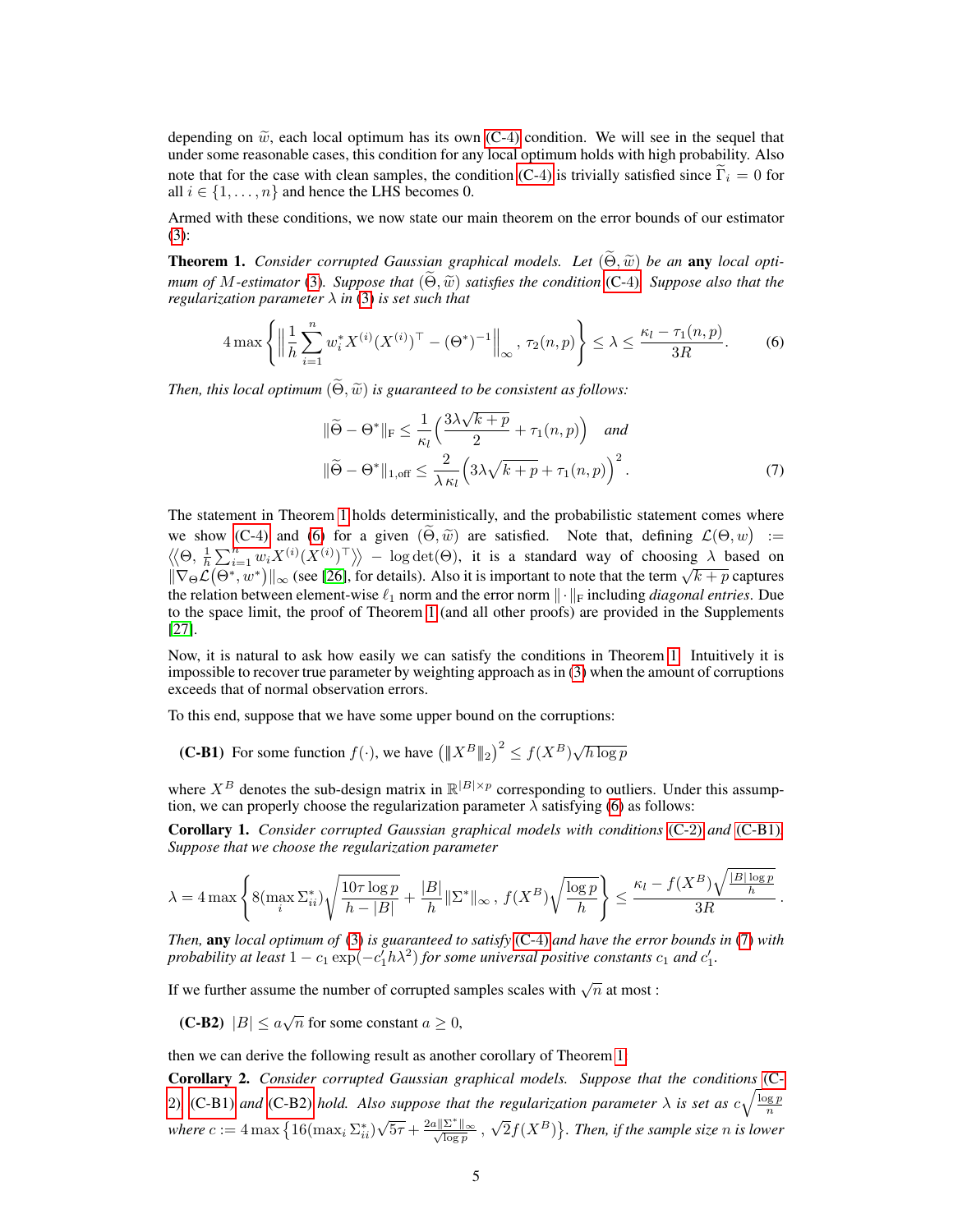depending on $\widetilde{w}$, each local optimum has its own (C-4) condition. We will see in the sequel that under some reasonable cases, this condition for any local optimum holds with high probability. Also note that for the case with clean samples, the condition (C-4) is trivially satisfied since $\widetilde{\Gamma}_i = 0$ for all $i \in \{1, \dots, n\}$ and hence the LHS becomes 0.

Armed with these conditions, we now state our main theorem on the error bounds of our estimator (3):

**Theorem 1.** *Consider corrupted Gaussian graphical models. Let $(\widetilde{\Theta}, \widetilde{w})$ be an **any** local optimum of $M$-estimator (3). Suppose that $(\widetilde{\Theta}, \widetilde{w})$ satisfies the condition (C-4). Suppose also that the regularization parameter $\lambda$ in (3) is set such that*

$$4 \max\left\{ \Big\| \frac{1}{h} \sum_{i=1}^{n} w_i^* X^{(i)} (X^{(i)})^\top - (\Theta^*)^{-1} \Big\|_\infty \,,\, \tau_2(n,p) \right\} \leq \lambda \leq \frac{\kappa_l - \tau_1(n,p)}{3R}. \tag{6}$$

*Then, this local optimum $(\widetilde{\Theta}, \widetilde{w})$ is guaranteed to be consistent as follows:*

$$\|\widetilde{\Theta} - \Theta^*\|_{\mathrm{F}} \leq \frac{1}{\kappa_l} \Big( \frac{3\lambda\sqrt{k+p}}{2} + \tau_1(n,p) \Big) \quad \text{and}$$
$$\|\widetilde{\Theta} - \Theta^*\|_{1,\mathrm{off}} \leq \frac{2}{\lambda\, \kappa_l} \Big( 3\lambda\sqrt{k+p} + \tau_1(n,p) \Big)^2. \tag{7}$$

The statement in Theorem 1 holds deterministically, and the probabilistic statement comes where we show (C-4) and (6) for a given $(\widetilde{\Theta}, \widetilde{w})$ are satisfied. Note that, defining $\mathcal{L}(\Theta, w) := \big\langle\!\big\langle \Theta, \frac{1}{h}\sum_{i=1}^{n} w_i X^{(i)} (X^{(i)})^\top \big\rangle\!\big\rangle - \log\det(\Theta)$, it is a standard way of choosing $\lambda$ based on $\|\nabla_\Theta \mathcal{L}(\Theta^*, w^*)\|_\infty$ (see [26], for details). Also it is important to note that the term $\sqrt{k+p}$ captures the relation between element-wise $\ell_1$ norm and the error norm $\|\cdot\|_{\mathrm{F}}$ including *diagonal entries*. Due to the space limit, the proof of Theorem 1 (and all other proofs) are provided in the Supplements [27].

Now, it is natural to ask how easily we can satisfy the conditions in Theorem 1. Intuitively it is impossible to recover true parameter by weighting approach as in (3) when the amount of corruptions exceeds that of normal observation errors.

To this end, suppose that we have some upper bound on the corruptions:

**(C-B1)** For some function $f(\cdot)$, we have $\big(\|X^B\|_2\big)^2 \leq f(X^B)\sqrt{h \log p}$

where $X^B$ denotes the sub-design matrix in $\mathbb{R}^{|B| \times p}$ corresponding to outliers. Under this assumption, we can properly choose the regularization parameter $\lambda$ satisfying (6) as follows:

**Corollary 1.** *Consider corrupted Gaussian graphical models with conditions (C-2) and (C-B1). Suppose that we choose the regularization parameter*

$$\lambda = 4 \max\left\{ 8(\max_i \Sigma^*_{ii}) \sqrt{\frac{10\tau \log p}{h - |B|}} + \frac{|B|}{h}\|\Sigma^*\|_\infty \,,\, f(X^B)\sqrt{\frac{\log p}{h}} \right\} \leq \frac{\kappa_l - f(X^B)\sqrt{\frac{|B|\log p}{h}}}{3R}.$$

*Then, **any** local optimum of (3) is guaranteed to satisfy (C-4) and have the error bounds in (7) with probability at least $1 - c_1 \exp(-c_1' h \lambda^2)$ for some universal positive constants $c_1$ and $c_1'$.*

If we further assume the number of corrupted samples scales with $\sqrt{n}$ at most :

**(C-B2)** $|B| \leq a\sqrt{n}$ for some constant $a \geq 0$,

then we can derive the following result as another corollary of Theorem 1:

**Corollary 2.** *Consider corrupted Gaussian graphical models. Suppose that the conditions (C-2), (C-B1) and (C-B2) hold. Also suppose that the regularization parameter $\lambda$ is set as $c\sqrt{\frac{\log p}{n}}$ where $c := 4\max\big\{16(\max_i \Sigma^*_{ii})\sqrt{5\tau} + \frac{2a\|\Sigma^*\|_\infty}{\sqrt{\log p}} \,,\, \sqrt{2} f(X^B)\big\}$. Then, if the sample size $n$ is lower*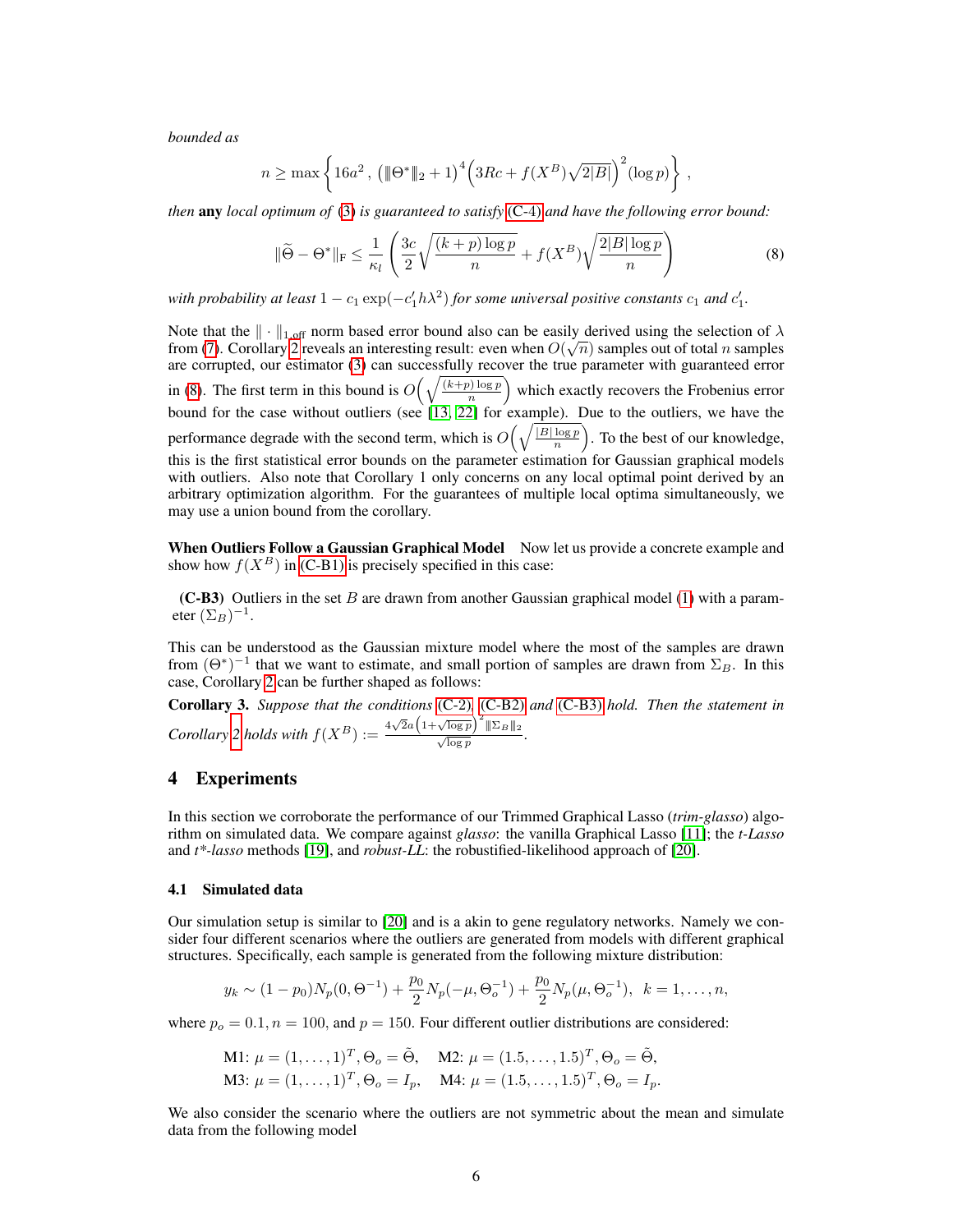*bounded as*

$$n \geq \max\left\{16a^2\,,\,(|\!|\!|\Theta^*|\!|\!|_2 + 1)^4\Big(3Rc + f(X^B)\sqrt{2|B|}\Big)^2(\log p)\right\}\,,$$

*then* **any** *local optimum of* (3) *is guaranteed to satisfy* (C-4) *and have the following error bound:*

$$\|\widetilde{\Theta} - \Theta^*\|_{\mathrm{F}} \leq \frac{1}{\kappa_l}\left(\frac{3c}{2}\sqrt{\frac{(k+p)\log p}{n}} + f(X^B)\sqrt{\frac{2|B|\log p}{n}}\right) \tag{8}$$

*with probability at least* $1 - c_1\exp(-c_1' h\lambda^2)$ *for some universal positive constants* $c_1$ *and* $c_1'$.

Note that the $\|\cdot\|_{1,\mathrm{off}}$ norm based error bound also can be easily derived using the selection of $\lambda$ from (7). Corollary 2 reveals an interesting result: even when $O(\sqrt{n})$ samples out of total $n$ samples are corrupted, our estimator (3) can successfully recover the true parameter with guaranteed error in (8). The first term in this bound is $O\Big(\sqrt{\frac{(k+p)\log p}{n}}\Big)$ which exactly recovers the Frobenius error bound for the case without outliers (see [13, 22] for example). Due to the outliers, we have the performance degrade with the second term, which is $O\Big(\sqrt{\frac{|B|\log p}{n}}\Big)$. To the best of our knowledge, this is the first statistical error bounds on the parameter estimation for Gaussian graphical models with outliers. Also note that Corollary 1 only concerns on any local optimal point derived by an arbitrary optimization algorithm. For the guarantees of multiple local optima simultaneously, we may use a union bound from the corollary.

**When Outliers Follow a Gaussian Graphical Model** Now let us provide a concrete example and show how $f(X^B)$ in (C-B1) is precisely specified in this case:

**(C-B3)** Outliers in the set $B$ are drawn from another Gaussian graphical model (1) with a parameter $(\Sigma_B)^{-1}$.

This can be understood as the Gaussian mixture model where the most of the samples are drawn from $(\Theta^*)^{-1}$ that we want to estimate, and small portion of samples are drawn from $\Sigma_B$. In this case, Corollary 2 can be further shaped as follows:

**Corollary 3.** *Suppose that the conditions* (C-2)*,* (C-B2) *and* (C-B3) *hold. Then the statement in Corollary 2 holds with* $f(X^B) := \frac{4\sqrt{2}a\left(1+\sqrt{\log p}\right)^2|\!|\!|\Sigma_B|\!|\!|_2}{\sqrt{\log p}}$.

## 4 Experiments

In this section we corroborate the performance of our Trimmed Graphical Lasso (*trim-glasso*) algorithm on simulated data. We compare against *glasso*: the vanilla Graphical Lasso [11]; the *t-Lasso* and *t\*-lasso* methods [19], and *robust-LL*: the robustified-likelihood approach of [20].

### 4.1 Simulated data

Our simulation setup is similar to [20] and is a akin to gene regulatory networks. Namely we consider four different scenarios where the outliers are generated from models with different graphical structures. Specifically, each sample is generated from the following mixture distribution:

$$y_k \sim (1-p_0)N_p(0, \Theta^{-1}) + \frac{p_0}{2}N_p(-\mu, \Theta_o^{-1}) + \frac{p_0}{2}N_p(\mu, \Theta_o^{-1}),\;\; k = 1, \dots, n,$$

where $p_o = 0.1$, $n = 100$, and $p = 150$. Four different outlier distributions are considered:

M1: $\mu = (1, \dots, 1)^T, \Theta_o = \tilde{\Theta}$, M2: $\mu = (1.5, \dots, 1.5)^T, \Theta_o = \tilde{\Theta}$,
M3: $\mu = (1, \dots, 1)^T, \Theta_o = I_p$, M4: $\mu = (1.5, \dots, 1.5)^T, \Theta_o = I_p$.

We also consider the scenario where the outliers are not symmetric about the mean and simulate data from the following model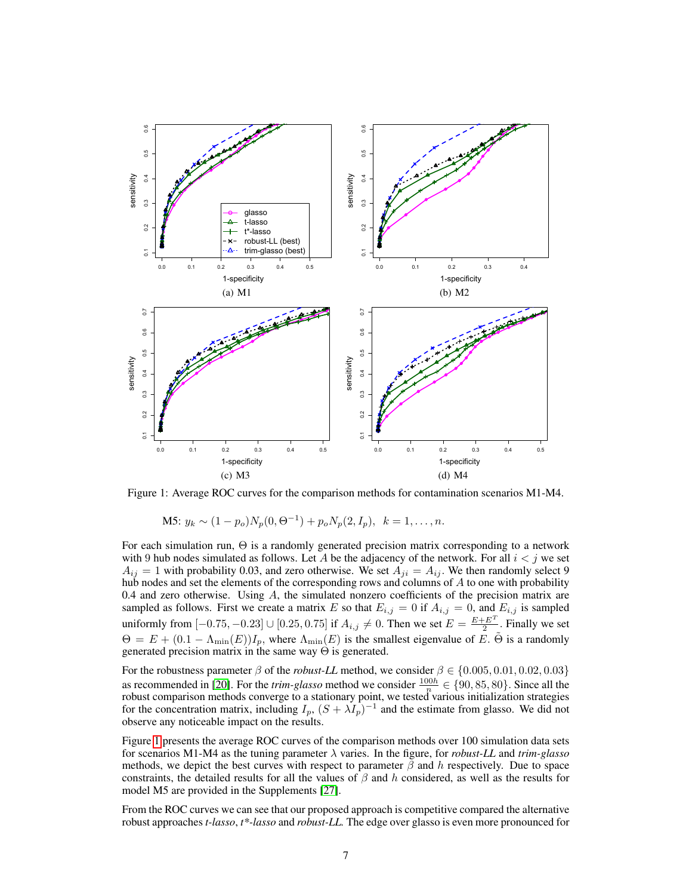(a) M1

(b) M2

(c) M3

(d) M4

Figure 1: Average ROC curves for the comparison methods for contamination scenarios M1-M4.

$$\text{M5: } y_k \sim (1-p_o)N_p(0, \Theta^{-1}) + p_o N_p(2, I_p), \quad k = 1, \ldots, n.$$

For each simulation run, $\Theta$ is a randomly generated precision matrix corresponding to a network with 9 hub nodes simulated as follows. Let $A$ be the adjacency of the network. For all $i < j$ we set $A_{ij} = 1$ with probability 0.03, and zero otherwise. We set $A_{ji} = A_{ij}$. We then randomly select 9 hub nodes and set the elements of the corresponding rows and columns of $A$ to one with probability 0.4 and zero otherwise. Using $A$, the simulated nonzero coefficients of the precision matrix are sampled as follows. First we create a matrix $E$ so that $E_{i,j} = 0$ if $A_{i,j} = 0$, and $E_{i,j}$ is sampled uniformly from $[-0.75, -0.23] \cup [0.25, 0.75]$ if $A_{i,j} \neq 0$. Then we set $E = \frac{E+E^T}{2}$. Finally we set $\Theta = E + (0.1 - \Lambda_{\min}(E))I_p$, where $\Lambda_{\min}(E)$ is the smallest eigenvalue of $E$. $\tilde{\Theta}$ is a randomly generated precision matrix in the same way $\Theta$ is generated.

For the robustness parameter $\beta$ of the *robust-LL* method, we consider $\beta \in \{0.005, 0.01, 0.02, 0.03\}$ as recommended in [20]. For the *trim-glasso* method we consider $\frac{100h}{n} \in \{90, 85, 80\}$. Since all the robust comparison methods converge to a stationary point, we tested various initialization strategies for the concentration matrix, including $I_p$, $(S + \lambda I_p)^{-1}$ and the estimate from glasso. We did not observe any noticeable impact on the results.

Figure 1 presents the average ROC curves of the comparison methods over 100 simulation data sets for scenarios M1-M4 as the tuning parameter $\lambda$ varies. In the figure, for *robust-LL* and *trim-glasso* methods, we depict the best curves with respect to parameter $\beta$ and $h$ respectively. Due to space constraints, the detailed results for all the values of $\beta$ and $h$ considered, as well as the results for model M5 are provided in the Supplements [27].

From the ROC curves we can see that our proposed approach is competitive compared the alternative robust approaches *t-lasso*, *t\*-lasso* and *robust-LL*. The edge over glasso is even more pronounced for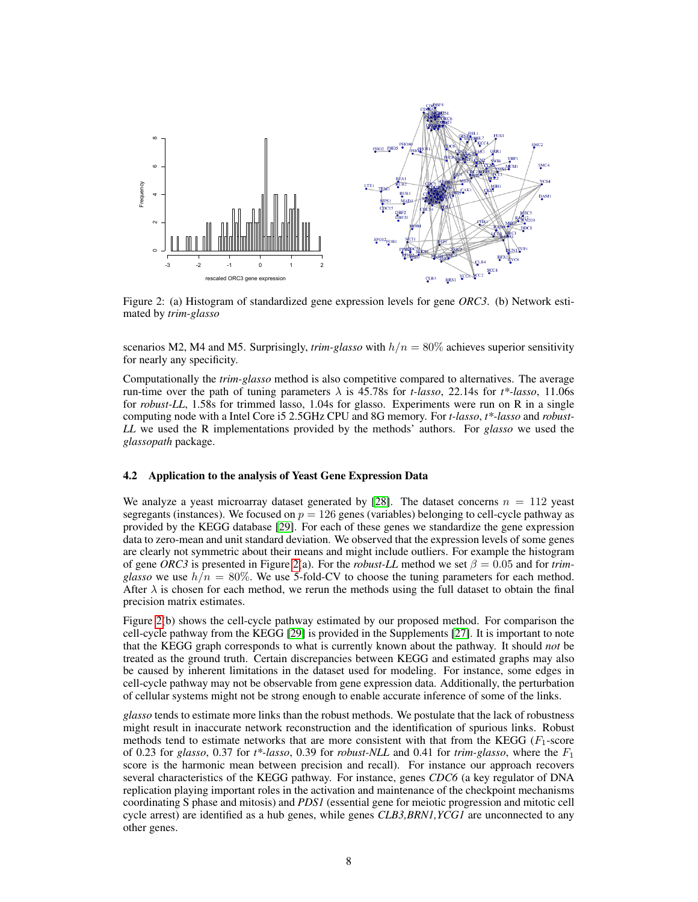Figure 2: (a) Histogram of standardized gene expression levels for gene *ORC3*. (b) Network estimated by *trim-glasso*

scenarios M2, M4 and M5. Surprisingly, *trim-glasso* with $h/n = 80\%$ achieves superior sensitivity for nearly any specificity.

Computationally the *trim-glasso* method is also competitive compared to alternatives. The average run-time over the path of tuning parameters $\lambda$ is 45.78s for *t-lasso*, 22.14s for *t\*-lasso*, 11.06s for *robust-LL*, 1.58s for trimmed lasso, 1.04s for glasso. Experiments were run on R in a single computing node with a Intel Core i5 2.5GHz CPU and 8G memory. For *t-lasso*, *t\*-lasso* and *robust-LL* we used the R implementations provided by the methods' authors. For *glasso* we used the *glassopath* package.

### 4.2 Application to the analysis of Yeast Gene Expression Data

We analyze a yeast microarray dataset generated by [28]. The dataset concerns $n = 112$ yeast segregants (instances). We focused on $p = 126$ genes (variables) belonging to cell-cycle pathway as provided by the KEGG database [29]. For each of these genes we standardize the gene expression data to zero-mean and unit standard deviation. We observed that the expression levels of some genes are clearly not symmetric about their means and might include outliers. For example the histogram of gene *ORC3* is presented in Figure 2(a). For the *robust-LL* method we set $\beta = 0.05$ and for *trim-glasso* we use $h/n = 80\%$. We use 5-fold-CV to choose the tuning parameters for each method. After $\lambda$ is chosen for each method, we rerun the methods using the full dataset to obtain the final precision matrix estimates.

Figure 2(b) shows the cell-cycle pathway estimated by our proposed method. For comparison the cell-cycle pathway from the KEGG [29] is provided in the Supplements [27]. It is important to note that the KEGG graph corresponds to what is currently known about the pathway. It should *not* be treated as the ground truth. Certain discrepancies between KEGG and estimated graphs may also be caused by inherent limitations in the dataset used for modeling. For instance, some edges in cell-cycle pathway may not be observable from gene expression data. Additionally, the perturbation of cellular systems might not be strong enough to enable accurate inference of some of the links.

*glasso* tends to estimate more links than the robust methods. We postulate that the lack of robustness might result in inaccurate network reconstruction and the identification of spurious links. Robust methods tend to estimate networks that are more consistent with that from the KEGG ($F_1$-score of 0.23 for *glasso*, 0.37 for *t\*-lasso*, 0.39 for *robust-NLL* and 0.41 for *trim-glasso*, where the $F_1$ score is the harmonic mean between precision and recall). For instance our approach recovers several characteristics of the KEGG pathway. For instance, genes *CDC6* (a key regulator of DNA replication playing important roles in the activation and maintenance of the checkpoint mechanisms coordinating S phase and mitosis) and *PDS1* (essential gene for meiotic progression and mitotic cell cycle arrest) are identified as a hub genes, while genes *CLB3,BRN1,YCG1* are unconnected to any other genes.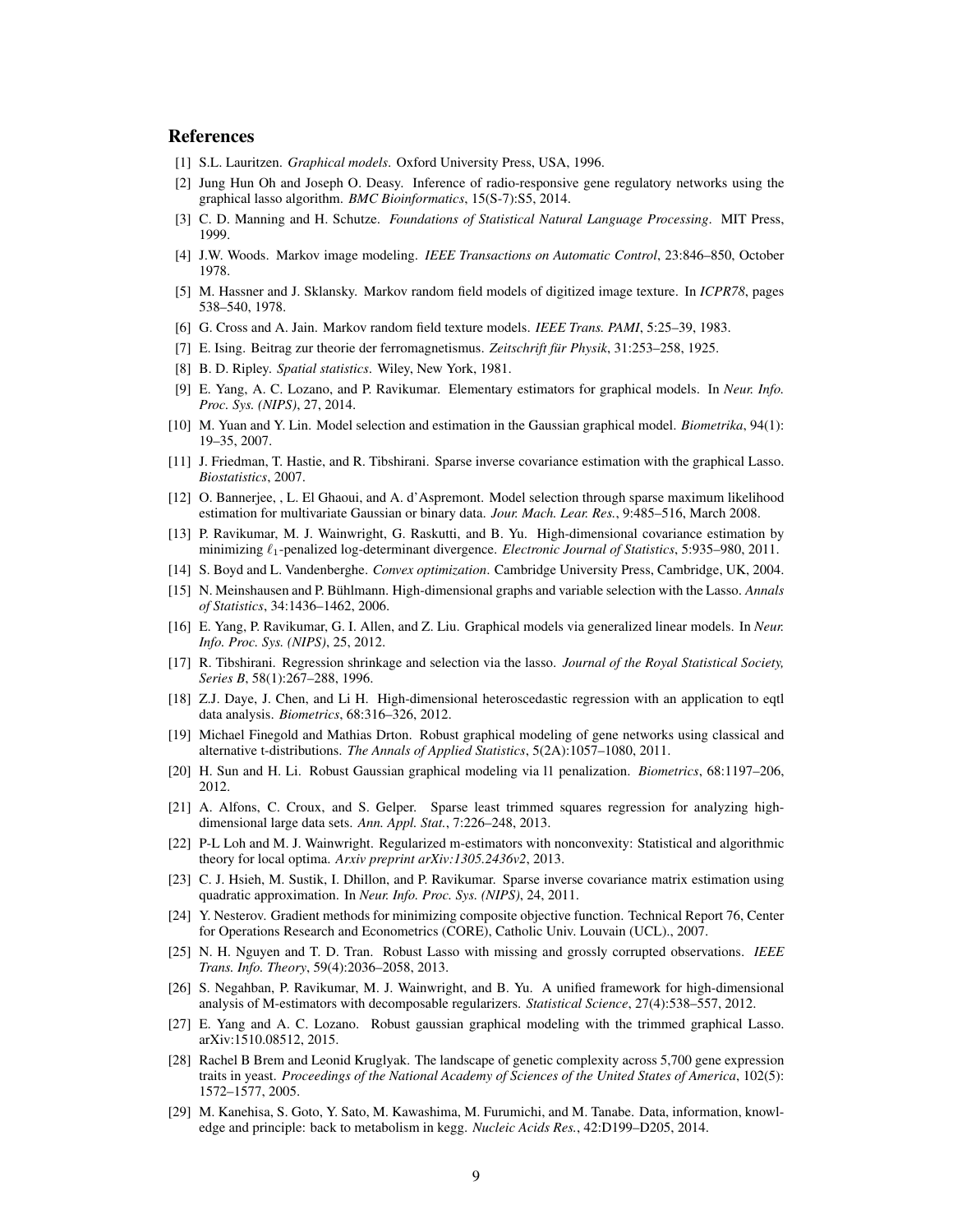## References

[1] S.L. Lauritzen. *Graphical models*. Oxford University Press, USA, 1996.

[2] Jung Hun Oh and Joseph O. Deasy. Inference of radio-responsive gene regulatory networks using the graphical lasso algorithm. *BMC Bioinformatics*, 15(S-7):S5, 2014.

[3] C. D. Manning and H. Schutze. *Foundations of Statistical Natural Language Processing*. MIT Press, 1999.

[4] J.W. Woods. Markov image modeling. *IEEE Transactions on Automatic Control*, 23:846–850, October 1978.

[5] M. Hassner and J. Sklansky. Markov random field models of digitized image texture. In *ICPR78*, pages 538–540, 1978.

[6] G. Cross and A. Jain. Markov random field texture models. *IEEE Trans. PAMI*, 5:25–39, 1983.

[7] E. Ising. Beitrag zur theorie der ferromagnetismus. *Zeitschrift für Physik*, 31:253–258, 1925.

[8] B. D. Ripley. *Spatial statistics*. Wiley, New York, 1981.

[9] E. Yang, A. C. Lozano, and P. Ravikumar. Elementary estimators for graphical models. In *Neur. Info. Proc. Sys. (NIPS)*, 27, 2014.

[10] M. Yuan and Y. Lin. Model selection and estimation in the Gaussian graphical model. *Biometrika*, 94(1): 19–35, 2007.

[11] J. Friedman, T. Hastie, and R. Tibshirani. Sparse inverse covariance estimation with the graphical Lasso. *Biostatistics*, 2007.

[12] O. Bannerjee, , L. El Ghaoui, and A. d'Aspremont. Model selection through sparse maximum likelihood estimation for multivariate Gaussian or binary data. *Jour. Mach. Lear. Res.*, 9:485–516, March 2008.

[13] P. Ravikumar, M. J. Wainwright, G. Raskutti, and B. Yu. High-dimensional covariance estimation by minimizing $\ell_1$-penalized log-determinant divergence. *Electronic Journal of Statistics*, 5:935–980, 2011.

[14] S. Boyd and L. Vandenberghe. *Convex optimization*. Cambridge University Press, Cambridge, UK, 2004.

[15] N. Meinshausen and P. Bühlmann. High-dimensional graphs and variable selection with the Lasso. *Annals of Statistics*, 34:1436–1462, 2006.

[16] E. Yang, P. Ravikumar, G. I. Allen, and Z. Liu. Graphical models via generalized linear models. In *Neur. Info. Proc. Sys. (NIPS)*, 25, 2012.

[17] R. Tibshirani. Regression shrinkage and selection via the lasso. *Journal of the Royal Statistical Society, Series B*, 58(1):267–288, 1996.

[18] Z.J. Daye, J. Chen, and Li H. High-dimensional heteroscedastic regression with an application to eqtl data analysis. *Biometrics*, 68:316–326, 2012.

[19] Michael Finegold and Mathias Drton. Robust graphical modeling of gene networks using classical and alternative t-distributions. *The Annals of Applied Statistics*, 5(2A):1057–1080, 2011.

[20] H. Sun and H. Li. Robust Gaussian graphical modeling via l1 penalization. *Biometrics*, 68:1197–206, 2012.

[21] A. Alfons, C. Croux, and S. Gelper. Sparse least trimmed squares regression for analyzing high-dimensional large data sets. *Ann. Appl. Stat.*, 7:226–248, 2013.

[22] P-L Loh and M. J. Wainwright. Regularized m-estimators with nonconvexity: Statistical and algorithmic theory for local optima. *Arxiv preprint arXiv:1305.2436v2*, 2013.

[23] C. J. Hsieh, M. Sustik, I. Dhillon, and P. Ravikumar. Sparse inverse covariance matrix estimation using quadratic approximation. In *Neur. Info. Proc. Sys. (NIPS)*, 24, 2011.

[24] Y. Nesterov. Gradient methods for minimizing composite objective function. Technical Report 76, Center for Operations Research and Econometrics (CORE), Catholic Univ. Louvain (UCL)., 2007.

[25] N. H. Nguyen and T. D. Tran. Robust Lasso with missing and grossly corrupted observations. *IEEE Trans. Info. Theory*, 59(4):2036–2058, 2013.

[26] S. Negahban, P. Ravikumar, M. J. Wainwright, and B. Yu. A unified framework for high-dimensional analysis of M-estimators with decomposable regularizers. *Statistical Science*, 27(4):538–557, 2012.

[27] E. Yang and A. C. Lozano. Robust gaussian graphical modeling with the trimmed graphical Lasso. arXiv:1510.08512, 2015.

[28] Rachel B Brem and Leonid Kruglyak. The landscape of genetic complexity across 5,700 gene expression traits in yeast. *Proceedings of the National Academy of Sciences of the United States of America*, 102(5): 1572–1577, 2005.

[29] M. Kanehisa, S. Goto, Y. Sato, M. Kawashima, M. Furumichi, and M. Tanabe. Data, information, knowledge and principle: back to metabolism in kegg. *Nucleic Acids Res.*, 42:D199–D205, 2014.